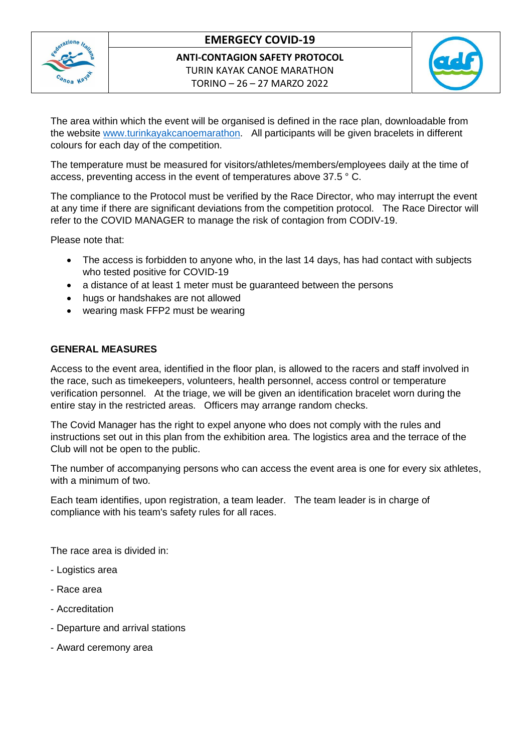# EMERGECY COVID-19

## ANTI-CONTAGION SAFETY PROTOCOL

TURIN KAYAK CANOE MARATHON

TORINO – 26 – 27 MARZO 2022

The area within which the event will be organised is defined in the race plan, downloadable from the website www.turinkayakcanoemarathon. All participants will be given bracelets in different colours for each day of the competition.

The temperature must be measured for visitors/athletes/members/employees daily at the time of access, preventing access in the event of temperatures above 37.5 ° C.

The compliance to the Protocol must be verified by the Race Director, who may interrupt the event at any time if there are significant deviations from the competition protocol. The Race Director will refer to the COVID MANAGER to manage the risk of contagion from CODIV-19.

Please note that:

- The access is forbidden to anyone who, in the last 14 days, has had contact with subjects who tested positive for COVID-19
- a distance of at least 1 meter must be guaranteed between the persons
- hugs or handshakes are not allowed
- wearing mask FFP2 must be wearing

**GENERAL MEASURES**

Access to the event area, identified in the floor plan, is allowed to the racers and staff involved in the race, such as timekeepers, volunteers, health personnel, access control or temperature verification personnel. At the triage, we will be given an identification bracelet worn during the entire stay in the restricted areas. Officers may arrange random checks.

The Covid Manager has the right to expel anyone who does not comply with the rules and instructions set out in this plan from the exhibition area. The logistics area and the terrace of the Club will not be open to the public.

The number of accompanying persons who can access the event area is one for every six athletes, with a minimum of two.

Each team identifies, upon registration, a team leader. The team leader is in charge of compliance with his team's safety rules for all races.

The race area is divided in:

- Logistics area
- Race area
- Accreditation
- Departure and arrival stations
- Award ceremony area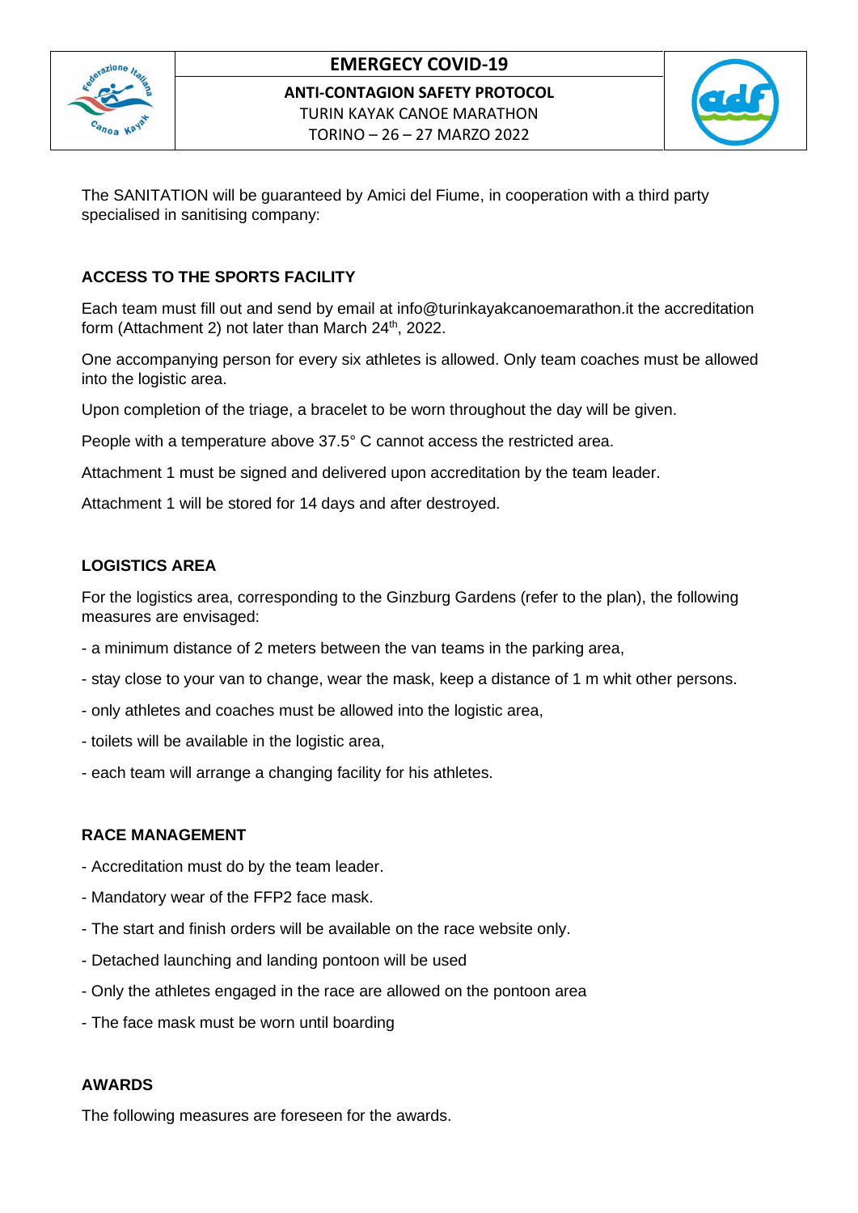The SANITATION will be guaranteed by Amici del Fiume, in cooperation with a third party specialised in sanitising company:

## ACCESS TO THE SPORTS FACILITY

Each team must fill out and send by email at info@turinkayakcanoemarathon.it the accreditation form (Attachment 2) not later than March 24th, 2022.

One accompanying person for every six athletes is allowed. Only team coaches must be allowed into the logistic area.

Upon completion of the triage, a bracelet to be worn throughout the day will be given.

People with a temperature above 37.5° C cannot access the restricted area.

Attachment 1 must be signed and delivered upon accreditation by the team leader.

Attachment 1 will be stored for 14 days and after destroyed.

## LOGISTICS AREA

For the logistics area, corresponding to the Ginzburg Gardens (refer to the plan), the following measures are envisaged:

- a minimum distance of 2 meters between the van teams in the parking area,
- stay close to your van to change, wear the mask, keep a distance of 1 m whit other persons.
- only athletes and coaches must be allowed into the logistic area,
- toilets will be available in the logistic area,
- each team will arrange a changing facility for his athletes.

## RACE MANAGEMENT

- Accreditation must do by the team leader.
- Mandatory wear of the FFP2 face mask.
- The start and finish orders will be available on the race website only.
- Detached launching and landing pontoon will be used
- Only the athletes engaged in the race are allowed on the pontoon area
- The face mask must be worn until boarding

## AWARDS

The following measures are foreseen for the awards.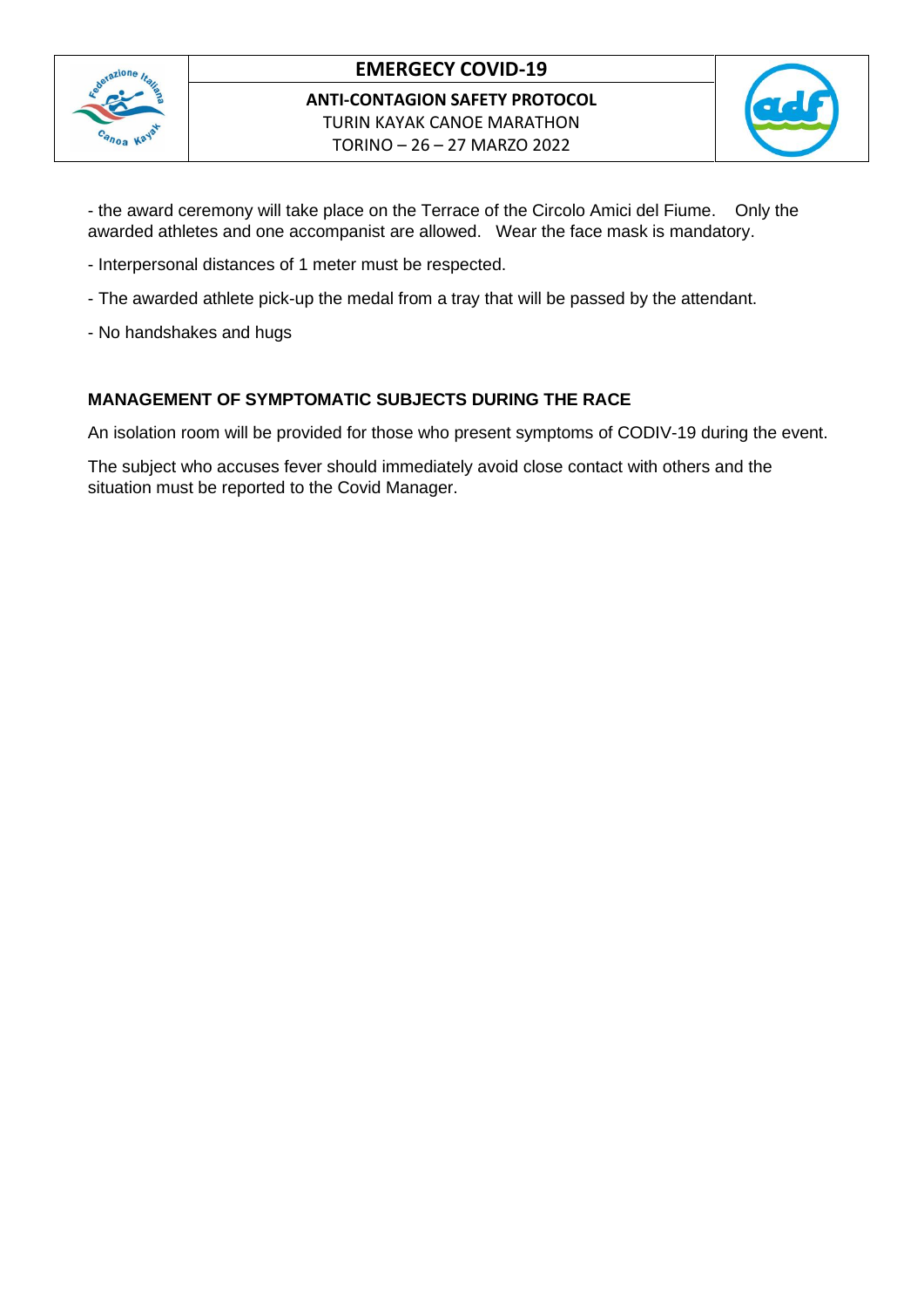- the award ceremony will take place on the Terrace of the Circolo Amici del Fiume. Only the awarded athletes and one accompanist are allowed. Wear the face mask is mandatory.

- Interpersonal distances of 1 meter must be respected.

- The awarded athlete pick-up the medal from a tray that will be passed by the attendant.

- No handshakes and hugs

**MANAGEMENT OF SYMPTOMATIC SUBJECTS DURING THE RACE**

An isolation room will be provided for those who present symptoms of CODIV-19 during the event.

The subject who accuses fever should immediately avoid close contact with others and the situation must be reported to the Covid Manager.